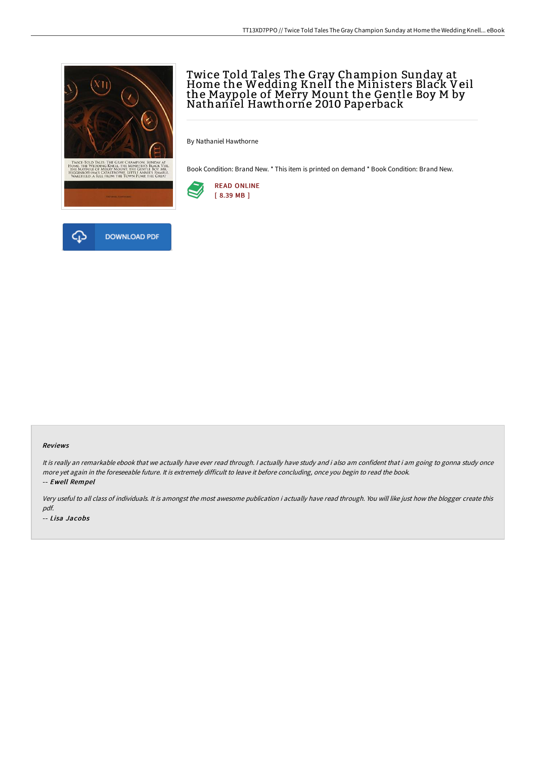# Twice Told Tales The Gray Champion Sunday at Home the Wedding Knell the Ministers Black Veil the Maypole of Merry Mount the Gentle Boy M by Nathaniel Hawthorne 2010 Paperback

By Nathaniel Hawthorne

Book Condition: Brand New. * This item is printed on demand * Book Condition: Brand New.

READ ONLINE
[ 8.39 MB ]

DOWNLOAD PDF

## Reviews

*It is really an remarkable ebook that we actually have ever read through. I actually have study and i also am confident that i am going to gonna study once more yet again in the foreseeable future. It is extremely difficult to leave it before concluding, once you begin to read the book.*

-- ***Ewell Rempel***

*Very useful to all class of individuals. It is amongst the most awesome publication i actually have read through. You will like just how the blogger create this pdf.*

-- ***Lisa Jacobs***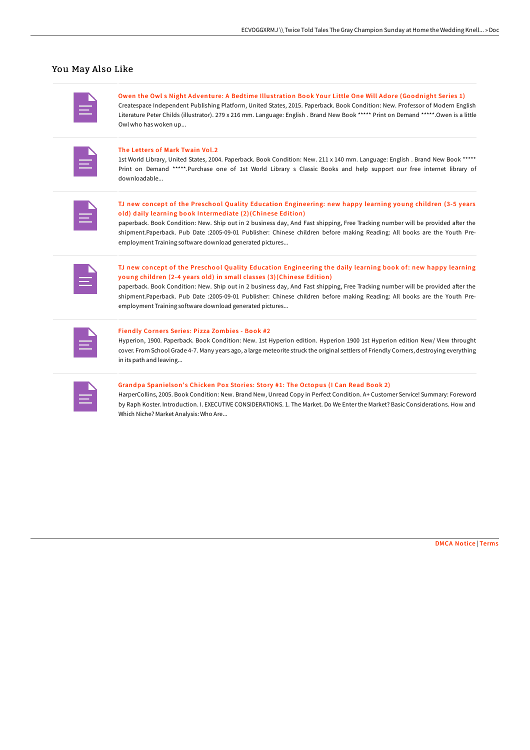## You May Also Like

**Owen the Owl s Night Adventure: A Bedtime Illustration Book Your Little One Will Adore (Goodnight Series 1)**

Createspace Independent Publishing Platform, United States, 2015. Paperback. Book Condition: New. Professor of Modern English Literature Peter Childs (illustrator). 279 x 216 mm. Language: English . Brand New Book ***** Print on Demand *****.Owen is a little Owl who has woken up...

**The Letters of Mark Twain Vol.2**

1st World Library, United States, 2004. Paperback. Book Condition: New. 211 x 140 mm. Language: English . Brand New Book ***** Print on Demand *****.Purchase one of 1st World Library s Classic Books and help support our free internet library of downloadable...

**TJ new concept of the Preschool Quality Education Engineering: new happy learning young children (3-5 years old) daily learning book Intermediate (2)(Chinese Edition)**

paperback. Book Condition: New. Ship out in 2 business day, And Fast shipping, Free Tracking number will be provided after the shipment.Paperback. Pub Date :2005-09-01 Publisher: Chinese children before making Reading: All books are the Youth Pre-employment Training software download generated pictures...

**TJ new concept of the Preschool Quality Education Engineering the daily learning book of: new happy learning young children (2-4 years old) in small classes (3)(Chinese Edition)**

paperback. Book Condition: New. Ship out in 2 business day, And Fast shipping, Free Tracking number will be provided after the shipment.Paperback. Pub Date :2005-09-01 Publisher: Chinese children before making Reading: All books are the Youth Pre-employment Training software download generated pictures...

**Fiendly Corners Series: Pizza Zombies - Book #2**

Hyperion, 1900. Paperback. Book Condition: New. 1st Hyperion edition. Hyperion 1900 1st Hyperion edition New/ View throught cover. From School Grade 4-7. Many years ago, a large meteorite struck the original settlers of Friendly Corners, destroying everything in its path and leaving...

**Grandpa Spanielson's Chicken Pox Stories: Story #1: The Octopus (I Can Read Book 2)**

HarperCollins, 2005. Book Condition: New. Brand New, Unread Copy in Perfect Condition. A+ Customer Service! Summary: Foreword by Raph Koster. Introduction. I. EXECUTIVE CONSIDERATIONS. 1. The Market. Do We Enter the Market? Basic Considerations. How and Which Niche? Market Analysis: Who Are...